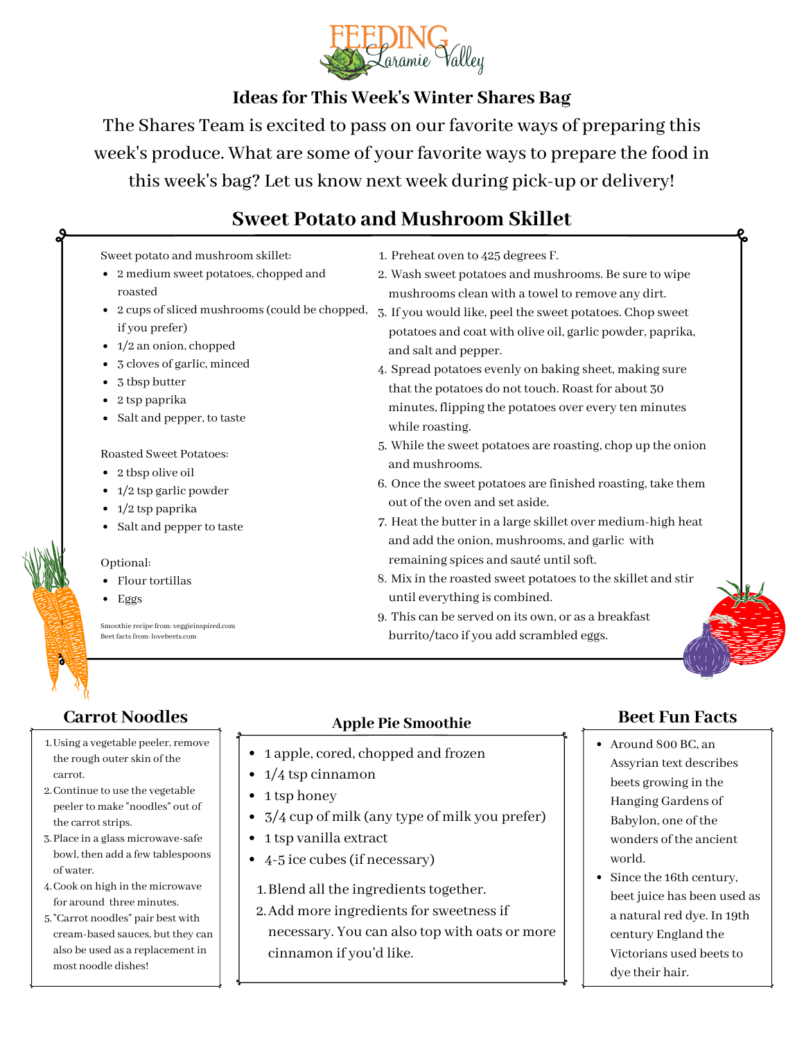FEEDING Laramie Valley

## Ideas for This Week's Winter Shares Bag

The Shares Team is excited to pass on our favorite ways of preparing this week's produce. What are some of your favorite ways to prepare the food in this week's bag? Let us know next week during pick-up or delivery!

## Sweet Potato and Mushroom Skillet

Sweet potato and mushroom skillet:

- 2 medium sweet potatoes, chopped and roasted
- 2 cups of sliced mushrooms (could be chopped, if you prefer)
- 1/2 an onion, chopped
- 3 cloves of garlic, minced
- 3 tbsp butter
- 2 tsp paprika
- Salt and pepper, to taste

Roasted Sweet Potatoes:

- 2 tbsp olive oil
- 1/2 tsp garlic powder
- 1/2 tsp paprika
- Salt and pepper to taste

Optional:

- Flour tortillas
- Eggs

Smoothie recipe from: veggieinspired.com
Beet facts from: lovebeets.com

1. Preheat oven to 425 degrees F.
2. Wash sweet potatoes and mushrooms. Be sure to wipe mushrooms clean with a towel to remove any dirt.
3. If you would like, peel the sweet potatoes. Chop sweet potatoes and coat with olive oil, garlic powder, paprika, and salt and pepper.
4. Spread potatoes evenly on baking sheet, making sure that the potatoes do not touch. Roast for about 30 minutes, flipping the potatoes over every ten minutes while roasting.
5. While the sweet potatoes are roasting, chop up the onion and mushrooms.
6. Once the sweet potatoes are finished roasting, take them out of the oven and set aside.
7. Heat the butter in a large skillet over medium-high heat and add the onion, mushrooms, and garlic with remaining spices and sauté until soft.
8. Mix in the roasted sweet potatoes to the skillet and stir until everything is combined.
9. This can be served on its own, or as a breakfast burrito/taco if you add scrambled eggs.

## Carrot Noodles

1. Using a vegetable peeler, remove the rough outer skin of the carrot.
2. Continue to use the vegetable peeler to make "noodles" out of the carrot strips.
3. Place in a glass microwave-safe bowl, then add a few tablespoons of water.
4. Cook on high in the microwave for around three minutes.
5. "Carrot noodles" pair best with cream-based sauces, but they can also be used as a replacement in most noodle dishes!

## Apple Pie Smoothie

- 1 apple, cored, chopped and frozen
- 1/4 tsp cinnamon
- 1 tsp honey
- 3/4 cup of milk (any type of milk you prefer)
- 1 tsp vanilla extract
- 4-5 ice cubes (if necessary)

1. Blend all the ingredients together.
2. Add more ingredients for sweetness if necessary. You can also top with oats or more cinnamon if you'd like.

## Beet Fun Facts

- Around 800 BC, an Assyrian text describes beets growing in the Hanging Gardens of Babylon, one of the wonders of the ancient world.
- Since the 16th century, beet juice has been used as a natural red dye. In 19th century England the Victorians used beets to dye their hair.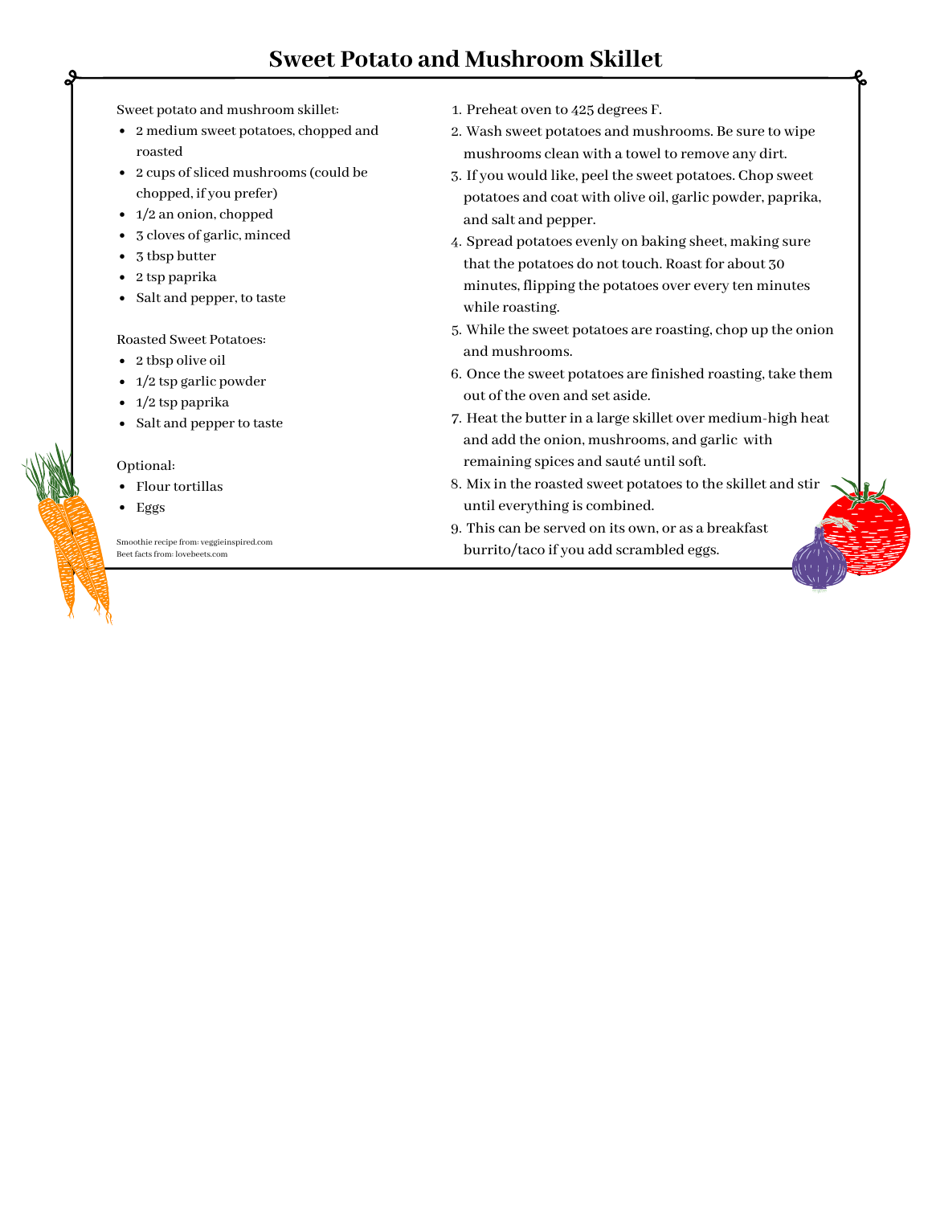# Sweet Potato and Mushroom Skillet

Sweet potato and mushroom skillet:

- 2 medium sweet potatoes, chopped and roasted
- 2 cups of sliced mushrooms (could be chopped, if you prefer)
- 1/2 an onion, chopped
- 3 cloves of garlic, minced
- 3 tbsp butter
- 2 tsp paprika
- Salt and pepper, to taste

Roasted Sweet Potatoes:

- 2 tbsp olive oil
- 1/2 tsp garlic powder
- 1/2 tsp paprika
- Salt and pepper to taste

Optional:

- Flour tortillas
- Eggs

Smoothie recipe from: veggieinspired.com
Beet facts from: lovebeets.com

1. Preheat oven to 425 degrees F.
2. Wash sweet potatoes and mushrooms. Be sure to wipe mushrooms clean with a towel to remove any dirt.
3. If you would like, peel the sweet potatoes. Chop sweet potatoes and coat with olive oil, garlic powder, paprika, and salt and pepper.
4. Spread potatoes evenly on baking sheet, making sure that the potatoes do not touch. Roast for about 30 minutes, flipping the potatoes over every ten minutes while roasting.
5. While the sweet potatoes are roasting, chop up the onion and mushrooms.
6. Once the sweet potatoes are finished roasting, take them out of the oven and set aside.
7. Heat the butter in a large skillet over medium-high heat and add the onion, mushrooms, and garlic with remaining spices and sauté until soft.
8. Mix in the roasted sweet potatoes to the skillet and stir until everything is combined.
9. This can be served on its own, or as a breakfast burrito/taco if you add scrambled eggs.